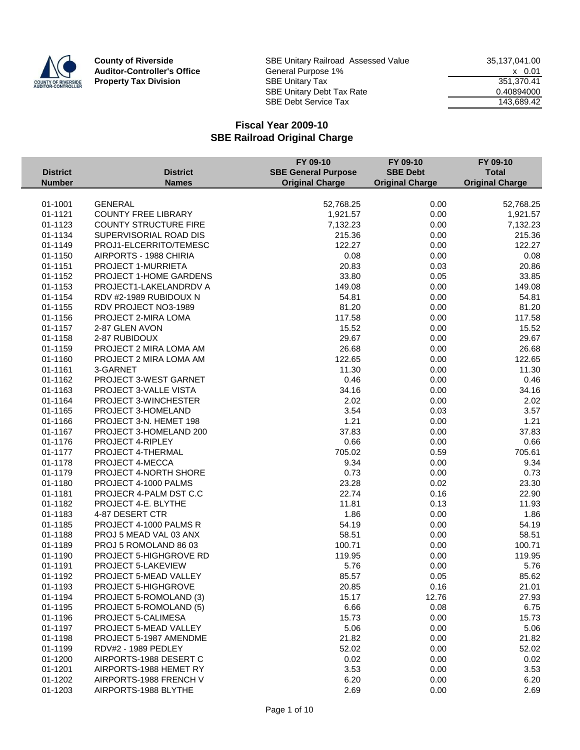**County of Riverside**
**Auditor-Controller's Office**
**Property Tax Division**

| | |
|---|---|
| SBE Unitary Railroad Assessed Value | 35,137,041.00 |
| General Purpose 1% | x 0.01 |
| SBE Unitary Tax | 351,370.41 |
| SBE Unitary Debt Tax Rate | 0.40894000 |
| SBE Debt Service Tax | 143,689.42 |

## Fiscal Year 2009-10
## SBE Railroad Original Charge

| District Number | District Names | FY 09-10 SBE General Purpose Original Charge | FY 09-10 SBE Debt Original Charge | FY 09-10 Total Original Charge |
|---|---|---|---|---|
| 01-1001 | GENERAL | 52,768.25 | 0.00 | 52,768.25 |
| 01-1121 | COUNTY FREE LIBRARY | 1,921.57 | 0.00 | 1,921.57 |
| 01-1123 | COUNTY STRUCTURE FIRE | 7,132.23 | 0.00 | 7,132.23 |
| 01-1134 | SUPERVISORIAL ROAD DIS | 215.36 | 0.00 | 215.36 |
| 01-1149 | PROJ1-ELCERRITO/TEMESC | 122.27 | 0.00 | 122.27 |
| 01-1150 | AIRPORTS - 1988 CHIRIA | 0.08 | 0.00 | 0.08 |
| 01-1151 | PROJECT 1-MURRIETA | 20.83 | 0.03 | 20.86 |
| 01-1152 | PROJECT 1-HOME GARDENS | 33.80 | 0.05 | 33.85 |
| 01-1153 | PROJECT1-LAKELANDRDV A | 149.08 | 0.00 | 149.08 |
| 01-1154 | RDV #2-1989 RUBIDOUX N | 54.81 | 0.00 | 54.81 |
| 01-1155 | RDV PROJECT NO3-1989 | 81.20 | 0.00 | 81.20 |
| 01-1156 | PROJECT 2-MIRA LOMA | 117.58 | 0.00 | 117.58 |
| 01-1157 | 2-87 GLEN AVON | 15.52 | 0.00 | 15.52 |
| 01-1158 | 2-87 RUBIDOUX | 29.67 | 0.00 | 29.67 |
| 01-1159 | PROJECT 2 MIRA LOMA AM | 26.68 | 0.00 | 26.68 |
| 01-1160 | PROJECT 2 MIRA LOMA AM | 122.65 | 0.00 | 122.65 |
| 01-1161 | 3-GARNET | 11.30 | 0.00 | 11.30 |
| 01-1162 | PROJECT 3-WEST GARNET | 0.46 | 0.00 | 0.46 |
| 01-1163 | PROJECT 3-VALLE VISTA | 34.16 | 0.00 | 34.16 |
| 01-1164 | PROJECT 3-WINCHESTER | 2.02 | 0.00 | 2.02 |
| 01-1165 | PROJECT 3-HOMELAND | 3.54 | 0.03 | 3.57 |
| 01-1166 | PROJECT 3-N. HEMET 198 | 1.21 | 0.00 | 1.21 |
| 01-1167 | PROJECT 3-HOMELAND 200 | 37.83 | 0.00 | 37.83 |
| 01-1176 | PROJECT 4-RIPLEY | 0.66 | 0.00 | 0.66 |
| 01-1177 | PROJECT 4-THERMAL | 705.02 | 0.59 | 705.61 |
| 01-1178 | PROJECT 4-MECCA | 9.34 | 0.00 | 9.34 |
| 01-1179 | PROJECT 4-NORTH SHORE | 0.73 | 0.00 | 0.73 |
| 01-1180 | PROJECT 4-1000 PALMS | 23.28 | 0.02 | 23.30 |
| 01-1181 | PROJECR 4-PALM DST C.C | 22.74 | 0.16 | 22.90 |
| 01-1182 | PROJECT 4-E. BLYTHE | 11.81 | 0.13 | 11.93 |
| 01-1183 | 4-87 DESERT CTR | 1.86 | 0.00 | 1.86 |
| 01-1185 | PROJECT 4-1000 PALMS R | 54.19 | 0.00 | 54.19 |
| 01-1188 | PROJ 5 MEAD VAL 03 ANX | 58.51 | 0.00 | 58.51 |
| 01-1189 | PROJ 5 ROMOLAND 86 03 | 100.71 | 0.00 | 100.71 |
| 01-1190 | PROJECT 5-HIGHGROVE RD | 119.95 | 0.00 | 119.95 |
| 01-1191 | PROJECT 5-LAKEVIEW | 5.76 | 0.00 | 5.76 |
| 01-1192 | PROJECT 5-MEAD VALLEY | 85.57 | 0.05 | 85.62 |
| 01-1193 | PROJECT 5-HIGHGROVE | 20.85 | 0.16 | 21.01 |
| 01-1194 | PROJECT 5-ROMOLAND (3) | 15.17 | 12.76 | 27.93 |
| 01-1195 | PROJECT 5-ROMOLAND (5) | 6.66 | 0.08 | 6.75 |
| 01-1196 | PROJECT 5-CALIMESA | 15.73 | 0.00 | 15.73 |
| 01-1197 | PROJECT 5-MEAD VALLEY | 5.06 | 0.00 | 5.06 |
| 01-1198 | PROJECT 5-1987 AMENDME | 21.82 | 0.00 | 21.82 |
| 01-1199 | RDV#2 - 1989 PEDLEY | 52.02 | 0.00 | 52.02 |
| 01-1200 | AIRPORTS-1988 DESERT C | 0.02 | 0.00 | 0.02 |
| 01-1201 | AIRPORTS-1988 HEMET RY | 3.53 | 0.00 | 3.53 |
| 01-1202 | AIRPORTS-1988 FRENCH V | 6.20 | 0.00 | 6.20 |
| 01-1203 | AIRPORTS-1988 BLYTHE | 2.69 | 0.00 | 2.69 |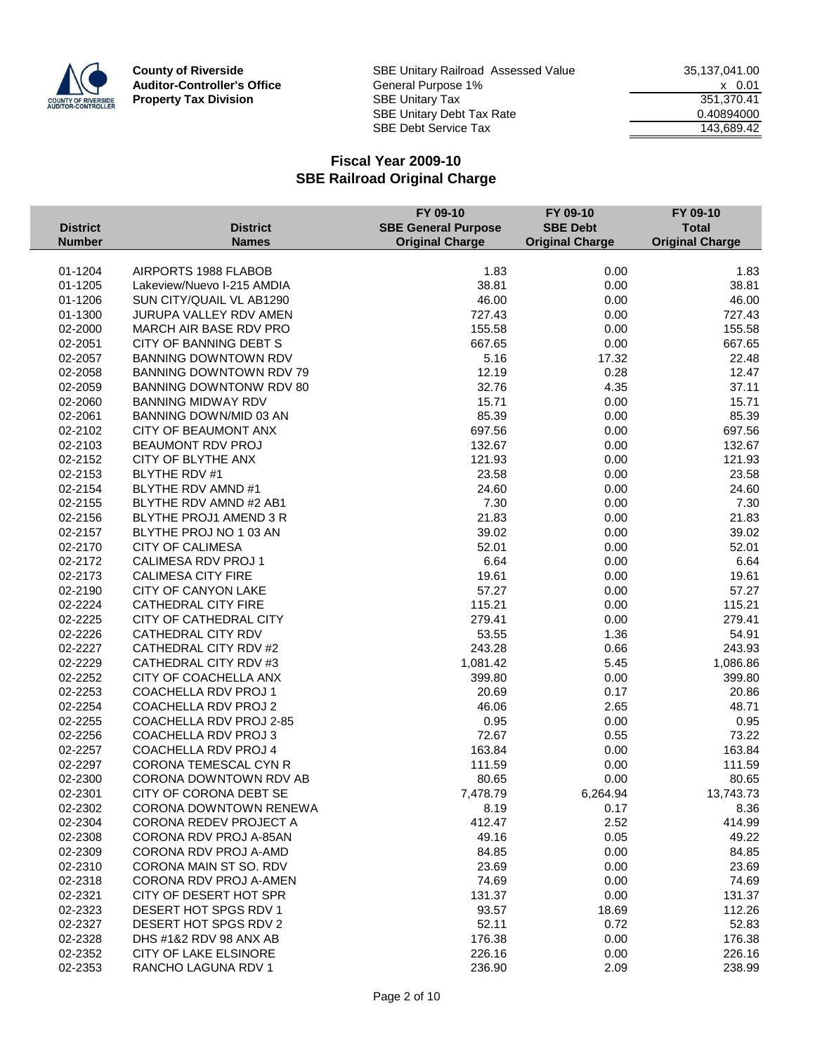**County of Riverside**
**Auditor-Controller's Office**
**Property Tax Division**

| | |
|---|---:|
| SBE Unitary Railroad Assessed Value | 35,137,041.00 |
| General Purpose 1% | x 0.01 |
| SBE Unitary Tax | 351,370.41 |
| SBE Unitary Debt Tax Rate | 0.40894000 |
| SBE Debt Service Tax | 143,689.42 |

## Fiscal Year 2009-10
## SBE Railroad Original Charge

| District Number | District Names | FY 09-10 SBE General Purpose Original Charge | FY 09-10 SBE Debt Original Charge | FY 09-10 Total Original Charge |
|---|---|---:|---:|---:|
| 01-1204 | AIRPORTS 1988 FLABOB | 1.83 | 0.00 | 1.83 |
| 01-1205 | Lakeview/Nuevo I-215 AMDIA | 38.81 | 0.00 | 38.81 |
| 01-1206 | SUN CITY/QUAIL VL AB1290 | 46.00 | 0.00 | 46.00 |
| 01-1300 | JURUPA VALLEY RDV AMEN | 727.43 | 0.00 | 727.43 |
| 02-2000 | MARCH AIR BASE RDV PRO | 155.58 | 0.00 | 155.58 |
| 02-2051 | CITY OF BANNING DEBT S | 667.65 | 0.00 | 667.65 |
| 02-2057 | BANNING DOWNTOWN RDV | 5.16 | 17.32 | 22.48 |
| 02-2058 | BANNING DOWNTOWN RDV 79 | 12.19 | 0.28 | 12.47 |
| 02-2059 | BANNING DOWNTONW RDV 80 | 32.76 | 4.35 | 37.11 |
| 02-2060 | BANNING MIDWAY RDV | 15.71 | 0.00 | 15.71 |
| 02-2061 | BANNING DOWN/MID 03 AN | 85.39 | 0.00 | 85.39 |
| 02-2102 | CITY OF BEAUMONT ANX | 697.56 | 0.00 | 697.56 |
| 02-2103 | BEAUMONT RDV PROJ | 132.67 | 0.00 | 132.67 |
| 02-2152 | CITY OF BLYTHE ANX | 121.93 | 0.00 | 121.93 |
| 02-2153 | BLYTHE RDV #1 | 23.58 | 0.00 | 23.58 |
| 02-2154 | BLYTHE RDV AMND #1 | 24.60 | 0.00 | 24.60 |
| 02-2155 | BLYTHE RDV AMND #2 AB1 | 7.30 | 0.00 | 7.30 |
| 02-2156 | BLYTHE PROJ1 AMEND 3 R | 21.83 | 0.00 | 21.83 |
| 02-2157 | BLYTHE PROJ NO 1 03 AN | 39.02 | 0.00 | 39.02 |
| 02-2170 | CITY OF CALIMESA | 52.01 | 0.00 | 52.01 |
| 02-2172 | CALIMESA RDV PROJ 1 | 6.64 | 0.00 | 6.64 |
| 02-2173 | CALIMESA CITY FIRE | 19.61 | 0.00 | 19.61 |
| 02-2190 | CITY OF CANYON LAKE | 57.27 | 0.00 | 57.27 |
| 02-2224 | CATHEDRAL CITY FIRE | 115.21 | 0.00 | 115.21 |
| 02-2225 | CITY OF CATHEDRAL CITY | 279.41 | 0.00 | 279.41 |
| 02-2226 | CATHEDRAL CITY RDV | 53.55 | 1.36 | 54.91 |
| 02-2227 | CATHEDRAL CITY RDV #2 | 243.28 | 0.66 | 243.93 |
| 02-2229 | CATHEDRAL CITY RDV #3 | 1,081.42 | 5.45 | 1,086.86 |
| 02-2252 | CITY OF COACHELLA ANX | 399.80 | 0.00 | 399.80 |
| 02-2253 | COACHELLA RDV PROJ 1 | 20.69 | 0.17 | 20.86 |
| 02-2254 | COACHELLA RDV PROJ 2 | 46.06 | 2.65 | 48.71 |
| 02-2255 | COACHELLA RDV PROJ 2-85 | 0.95 | 0.00 | 0.95 |
| 02-2256 | COACHELLA RDV PROJ 3 | 72.67 | 0.55 | 73.22 |
| 02-2257 | COACHELLA RDV PROJ 4 | 163.84 | 0.00 | 163.84 |
| 02-2297 | CORONA TEMESCAL CYN R | 111.59 | 0.00 | 111.59 |
| 02-2300 | CORONA DOWNTOWN RDV AB | 80.65 | 0.00 | 80.65 |
| 02-2301 | CITY OF CORONA DEBT SE | 7,478.79 | 6,264.94 | 13,743.73 |
| 02-2302 | CORONA DOWNTOWN RENEWA | 8.19 | 0.17 | 8.36 |
| 02-2304 | CORONA REDEV PROJECT A | 412.47 | 2.52 | 414.99 |
| 02-2308 | CORONA RDV PROJ A-85AN | 49.16 | 0.05 | 49.22 |
| 02-2309 | CORONA RDV PROJ A-AMD | 84.85 | 0.00 | 84.85 |
| 02-2310 | CORONA MAIN ST SO. RDV | 23.69 | 0.00 | 23.69 |
| 02-2318 | CORONA RDV PROJ A-AMEN | 74.69 | 0.00 | 74.69 |
| 02-2321 | CITY OF DESERT HOT SPR | 131.37 | 0.00 | 131.37 |
| 02-2323 | DESERT HOT SPGS RDV 1 | 93.57 | 18.69 | 112.26 |
| 02-2327 | DESERT HOT SPGS RDV 2 | 52.11 | 0.72 | 52.83 |
| 02-2328 | DHS #1&2 RDV 98 ANX AB | 176.38 | 0.00 | 176.38 |
| 02-2352 | CITY OF LAKE ELSINORE | 226.16 | 0.00 | 226.16 |
| 02-2353 | RANCHO LAGUNA RDV 1 | 236.90 | 2.09 | 238.99 |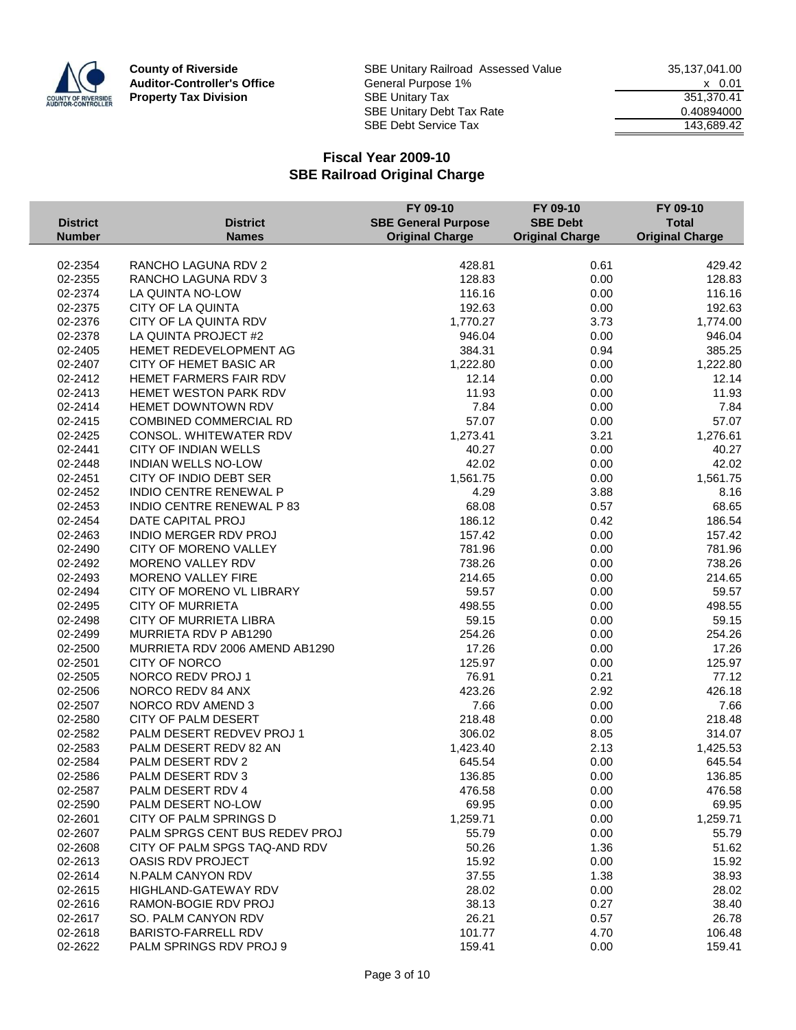County of Riverside
**Auditor-Controller's Office**
**Property Tax Division**

| | |
|---|---|
| SBE Unitary Railroad Assessed Value | 35,137,041.00 |
| General Purpose 1% | x 0.01 |
| SBE Unitary Tax | 351,370.41 |
| SBE Unitary Debt Tax Rate | 0.40894000 |
| SBE Debt Service Tax | 143,689.42 |

## Fiscal Year 2009-10
## SBE Railroad Original Charge

| District Number | District Names | FY 09-10 SBE General Purpose Original Charge | FY 09-10 SBE Debt Original Charge | FY 09-10 Total Original Charge |
|---|---|---|---|---|
| 02-2354 | RANCHO LAGUNA RDV 2 | 428.81 | 0.61 | 429.42 |
| 02-2355 | RANCHO LAGUNA RDV 3 | 128.83 | 0.00 | 128.83 |
| 02-2374 | LA QUINTA NO-LOW | 116.16 | 0.00 | 116.16 |
| 02-2375 | CITY OF LA QUINTA | 192.63 | 0.00 | 192.63 |
| 02-2376 | CITY OF LA QUINTA RDV | 1,770.27 | 3.73 | 1,774.00 |
| 02-2378 | LA QUINTA PROJECT #2 | 946.04 | 0.00 | 946.04 |
| 02-2405 | HEMET REDEVELOPMENT AG | 384.31 | 0.94 | 385.25 |
| 02-2407 | CITY OF HEMET BASIC AR | 1,222.80 | 0.00 | 1,222.80 |
| 02-2412 | HEMET FARMERS FAIR RDV | 12.14 | 0.00 | 12.14 |
| 02-2413 | HEMET WESTON PARK RDV | 11.93 | 0.00 | 11.93 |
| 02-2414 | HEMET DOWNTOWN RDV | 7.84 | 0.00 | 7.84 |
| 02-2415 | COMBINED COMMERCIAL RD | 57.07 | 0.00 | 57.07 |
| 02-2425 | CONSOL. WHITEWATER RDV | 1,273.41 | 3.21 | 1,276.61 |
| 02-2441 | CITY OF INDIAN WELLS | 40.27 | 0.00 | 40.27 |
| 02-2448 | INDIAN WELLS NO-LOW | 42.02 | 0.00 | 42.02 |
| 02-2451 | CITY OF INDIO DEBT SER | 1,561.75 | 0.00 | 1,561.75 |
| 02-2452 | INDIO CENTRE RENEWAL P | 4.29 | 3.88 | 8.16 |
| 02-2453 | INDIO CENTRE RENEWAL P 83 | 68.08 | 0.57 | 68.65 |
| 02-2454 | DATE CAPITAL PROJ | 186.12 | 0.42 | 186.54 |
| 02-2463 | INDIO MERGER RDV PROJ | 157.42 | 0.00 | 157.42 |
| 02-2490 | CITY OF MORENO VALLEY | 781.96 | 0.00 | 781.96 |
| 02-2492 | MORENO VALLEY RDV | 738.26 | 0.00 | 738.26 |
| 02-2493 | MORENO VALLEY FIRE | 214.65 | 0.00 | 214.65 |
| 02-2494 | CITY OF MORENO VL LIBRARY | 59.57 | 0.00 | 59.57 |
| 02-2495 | CITY OF MURRIETA | 498.55 | 0.00 | 498.55 |
| 02-2498 | CITY OF MURRIETA LIBRA | 59.15 | 0.00 | 59.15 |
| 02-2499 | MURRIETA RDV P AB1290 | 254.26 | 0.00 | 254.26 |
| 02-2500 | MURRIETA RDV 2006 AMEND AB1290 | 17.26 | 0.00 | 17.26 |
| 02-2501 | CITY OF NORCO | 125.97 | 0.00 | 125.97 |
| 02-2505 | NORCO REDV PROJ 1 | 76.91 | 0.21 | 77.12 |
| 02-2506 | NORCO REDV 84 ANX | 423.26 | 2.92 | 426.18 |
| 02-2507 | NORCO RDV AMEND 3 | 7.66 | 0.00 | 7.66 |
| 02-2580 | CITY OF PALM DESERT | 218.48 | 0.00 | 218.48 |
| 02-2582 | PALM DESERT REDVEV PROJ 1 | 306.02 | 8.05 | 314.07 |
| 02-2583 | PALM DESERT REDV 82 AN | 1,423.40 | 2.13 | 1,425.53 |
| 02-2584 | PALM DESERT RDV 2 | 645.54 | 0.00 | 645.54 |
| 02-2586 | PALM DESERT RDV 3 | 136.85 | 0.00 | 136.85 |
| 02-2587 | PALM DESERT RDV 4 | 476.58 | 0.00 | 476.58 |
| 02-2590 | PALM DESERT NO-LOW | 69.95 | 0.00 | 69.95 |
| 02-2601 | CITY OF PALM SPRINGS D | 1,259.71 | 0.00 | 1,259.71 |
| 02-2607 | PALM SPRGS CENT BUS REDEV PROJ | 55.79 | 0.00 | 55.79 |
| 02-2608 | CITY OF PALM SPGS TAQ-AND RDV | 50.26 | 1.36 | 51.62 |
| 02-2613 | OASIS RDV PROJECT | 15.92 | 0.00 | 15.92 |
| 02-2614 | N.PALM CANYON RDV | 37.55 | 1.38 | 38.93 |
| 02-2615 | HIGHLAND-GATEWAY RDV | 28.02 | 0.00 | 28.02 |
| 02-2616 | RAMON-BOGIE RDV PROJ | 38.13 | 0.27 | 38.40 |
| 02-2617 | SO. PALM CANYON RDV | 26.21 | 0.57 | 26.78 |
| 02-2618 | BARISTO-FARRELL RDV | 101.77 | 4.70 | 106.48 |
| 02-2622 | PALM SPRINGS RDV PROJ 9 | 159.41 | 0.00 | 159.41 |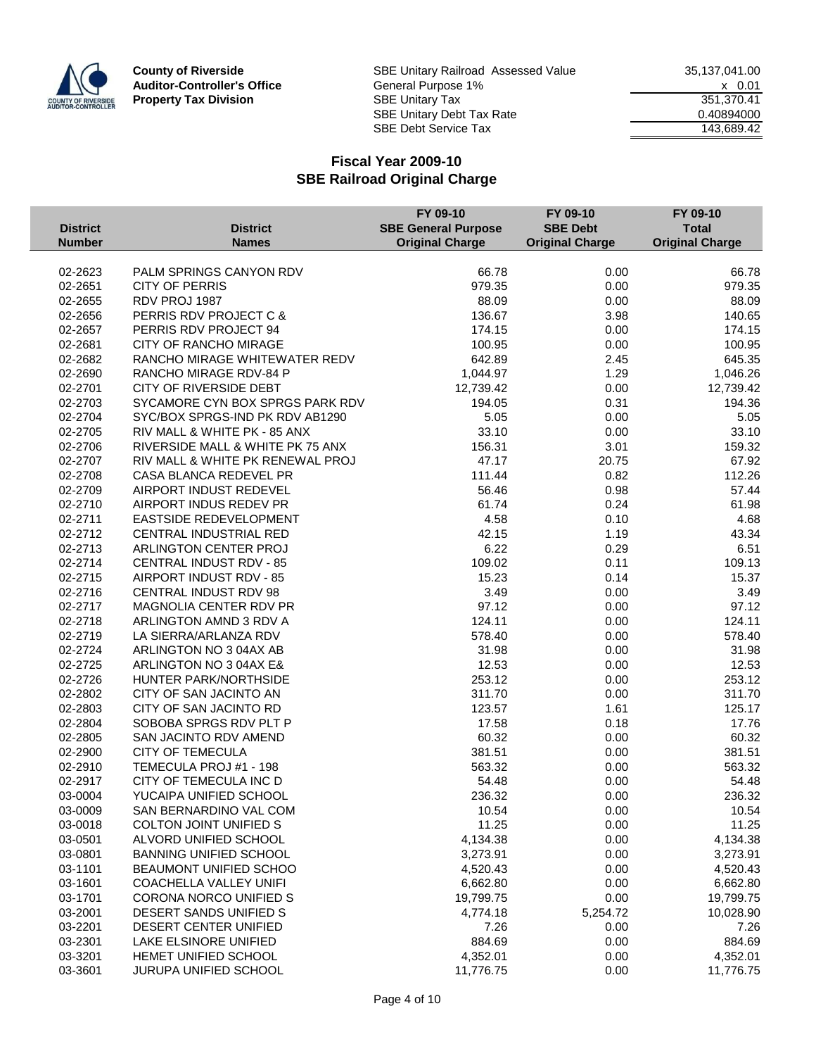**County of Riverside**
**Auditor-Controller's Office**
**Property Tax Division**

| | |
|---|---|
| SBE Unitary Railroad Assessed Value | 35,137,041.00 |
| General Purpose 1% | x 0.01 |
| SBE Unitary Tax | 351,370.41 |
| SBE Unitary Debt Tax Rate | 0.40894000 |
| SBE Debt Service Tax | 143,689.42 |

## Fiscal Year 2009-10
## SBE Railroad Original Charge

| District Number | District Names | FY 09-10 SBE General Purpose Original Charge | FY 09-10 SBE Debt Original Charge | FY 09-10 Total Original Charge |
|---|---|---|---|---|
| 02-2623 | PALM SPRINGS CANYON RDV | 66.78 | 0.00 | 66.78 |
| 02-2651 | CITY OF PERRIS | 979.35 | 0.00 | 979.35 |
| 02-2655 | RDV PROJ 1987 | 88.09 | 0.00 | 88.09 |
| 02-2656 | PERRIS RDV PROJECT C & | 136.67 | 3.98 | 140.65 |
| 02-2657 | PERRIS RDV PROJECT 94 | 174.15 | 0.00 | 174.15 |
| 02-2681 | CITY OF RANCHO MIRAGE | 100.95 | 0.00 | 100.95 |
| 02-2682 | RANCHO MIRAGE WHITEWATER REDV | 642.89 | 2.45 | 645.35 |
| 02-2690 | RANCHO MIRAGE RDV-84 P | 1,044.97 | 1.29 | 1,046.26 |
| 02-2701 | CITY OF RIVERSIDE DEBT | 12,739.42 | 0.00 | 12,739.42 |
| 02-2703 | SYCAMORE CYN BOX SPRGS PARK RDV | 194.05 | 0.31 | 194.36 |
| 02-2704 | SYC/BOX SPRGS-IND PK RDV AB1290 | 5.05 | 0.00 | 5.05 |
| 02-2705 | RIV MALL & WHITE PK - 85 ANX | 33.10 | 0.00 | 33.10 |
| 02-2706 | RIVERSIDE MALL & WHITE PK 75 ANX | 156.31 | 3.01 | 159.32 |
| 02-2707 | RIV MALL & WHITE PK RENEWAL PROJ | 47.17 | 20.75 | 67.92 |
| 02-2708 | CASA BLANCA REDEVEL PR | 111.44 | 0.82 | 112.26 |
| 02-2709 | AIRPORT INDUST REDEVEL | 56.46 | 0.98 | 57.44 |
| 02-2710 | AIRPORT INDUS REDEV PR | 61.74 | 0.24 | 61.98 |
| 02-2711 | EASTSIDE REDEVELOPMENT | 4.58 | 0.10 | 4.68 |
| 02-2712 | CENTRAL INDUSTRIAL RED | 42.15 | 1.19 | 43.34 |
| 02-2713 | ARLINGTON CENTER PROJ | 6.22 | 0.29 | 6.51 |
| 02-2714 | CENTRAL INDUST RDV - 85 | 109.02 | 0.11 | 109.13 |
| 02-2715 | AIRPORT INDUST RDV - 85 | 15.23 | 0.14 | 15.37 |
| 02-2716 | CENTRAL INDUST RDV 98 | 3.49 | 0.00 | 3.49 |
| 02-2717 | MAGNOLIA CENTER RDV PR | 97.12 | 0.00 | 97.12 |
| 02-2718 | ARLINGTON AMND 3 RDV A | 124.11 | 0.00 | 124.11 |
| 02-2719 | LA SIERRA/ARLANZA RDV | 578.40 | 0.00 | 578.40 |
| 02-2724 | ARLINGTON NO 3 04AX AB | 31.98 | 0.00 | 31.98 |
| 02-2725 | ARLINGTON NO 3 04AX E& | 12.53 | 0.00 | 12.53 |
| 02-2726 | HUNTER PARK/NORTHSIDE | 253.12 | 0.00 | 253.12 |
| 02-2802 | CITY OF SAN JACINTO AN | 311.70 | 0.00 | 311.70 |
| 02-2803 | CITY OF SAN JACINTO RD | 123.57 | 1.61 | 125.17 |
| 02-2804 | SOBOBA SPRGS RDV PLT P | 17.58 | 0.18 | 17.76 |
| 02-2805 | SAN JACINTO RDV AMEND | 60.32 | 0.00 | 60.32 |
| 02-2900 | CITY OF TEMECULA | 381.51 | 0.00 | 381.51 |
| 02-2910 | TEMECULA PROJ #1 - 198 | 563.32 | 0.00 | 563.32 |
| 02-2917 | CITY OF TEMECULA INC D | 54.48 | 0.00 | 54.48 |
| 03-0004 | YUCAIPA UNIFIED SCHOOL | 236.32 | 0.00 | 236.32 |
| 03-0009 | SAN BERNARDINO VAL COM | 10.54 | 0.00 | 10.54 |
| 03-0018 | COLTON JOINT UNIFIED S | 11.25 | 0.00 | 11.25 |
| 03-0501 | ALVORD UNIFIED SCHOOL | 4,134.38 | 0.00 | 4,134.38 |
| 03-0801 | BANNING UNIFIED SCHOOL | 3,273.91 | 0.00 | 3,273.91 |
| 03-1101 | BEAUMONT UNIFIED SCHOO | 4,520.43 | 0.00 | 4,520.43 |
| 03-1601 | COACHELLA VALLEY UNIFI | 6,662.80 | 0.00 | 6,662.80 |
| 03-1701 | CORONA NORCO UNIFIED S | 19,799.75 | 0.00 | 19,799.75 |
| 03-2001 | DESERT SANDS UNIFIED S | 4,774.18 | 5,254.72 | 10,028.90 |
| 03-2201 | DESERT CENTER UNIFIED | 7.26 | 0.00 | 7.26 |
| 03-2301 | LAKE ELSINORE UNIFIED | 884.69 | 0.00 | 884.69 |
| 03-3201 | HEMET UNIFIED SCHOOL | 4,352.01 | 0.00 | 4,352.01 |
| 03-3601 | JURUPA UNIFIED SCHOOL | 11,776.75 | 0.00 | 11,776.75 |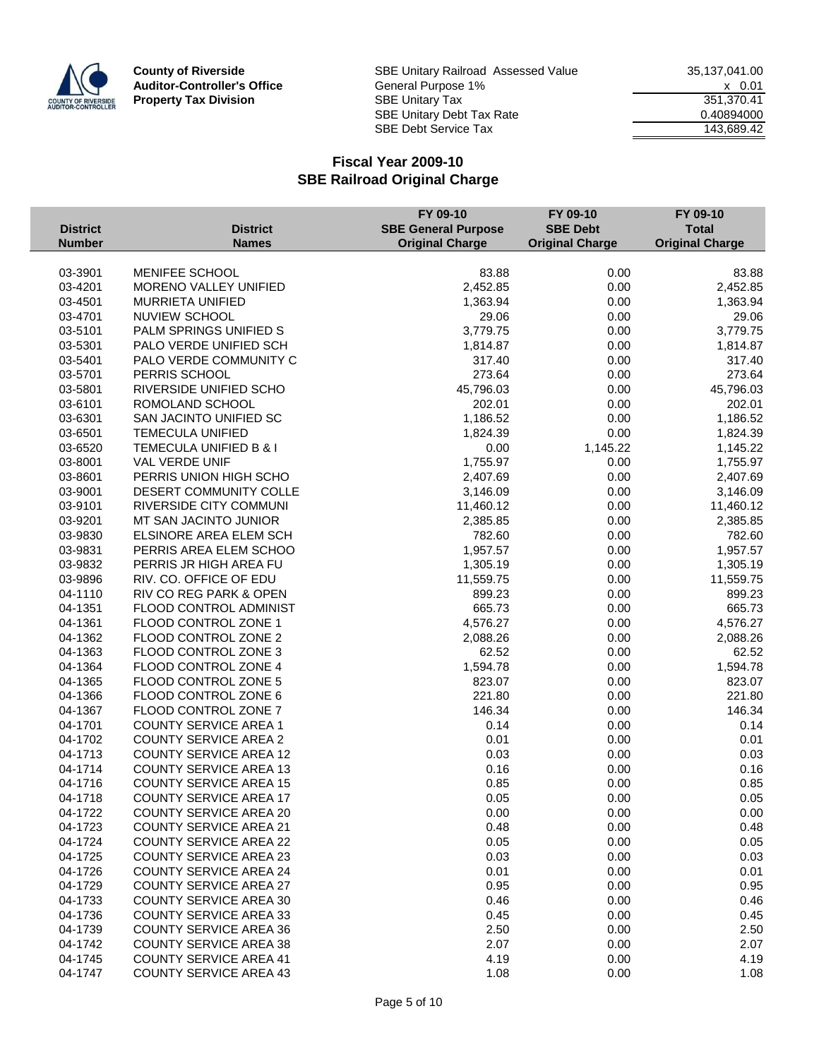**County of Riverside**
**Auditor-Controller's Office**
**Property Tax Division**

| | |
|---|---:|
| SBE Unitary Railroad Assessed Value | 35,137,041.00 |
| General Purpose 1% | x 0.01 |
| SBE Unitary Tax | 351,370.41 |
| SBE Unitary Debt Tax Rate | 0.40894000 |
| SBE Debt Service Tax | 143,689.42 |

## Fiscal Year 2009-10
## SBE Railroad Original Charge

| District Number | District Names | FY 09-10 SBE General Purpose Original Charge | FY 09-10 SBE Debt Original Charge | FY 09-10 Total Original Charge |
|---|---|---:|---:|---:|
| 03-3901 | MENIFEE SCHOOL | 83.88 | 0.00 | 83.88 |
| 03-4201 | MORENO VALLEY UNIFIED | 2,452.85 | 0.00 | 2,452.85 |
| 03-4501 | MURRIETA UNIFIED | 1,363.94 | 0.00 | 1,363.94 |
| 03-4701 | NUVIEW SCHOOL | 29.06 | 0.00 | 29.06 |
| 03-5101 | PALM SPRINGS UNIFIED S | 3,779.75 | 0.00 | 3,779.75 |
| 03-5301 | PALO VERDE UNIFIED SCH | 1,814.87 | 0.00 | 1,814.87 |
| 03-5401 | PALO VERDE COMMUNITY C | 317.40 | 0.00 | 317.40 |
| 03-5701 | PERRIS SCHOOL | 273.64 | 0.00 | 273.64 |
| 03-5801 | RIVERSIDE UNIFIED SCHO | 45,796.03 | 0.00 | 45,796.03 |
| 03-6101 | ROMOLAND SCHOOL | 202.01 | 0.00 | 202.01 |
| 03-6301 | SAN JACINTO UNIFIED SC | 1,186.52 | 0.00 | 1,186.52 |
| 03-6501 | TEMECULA UNIFIED | 1,824.39 | 0.00 | 1,824.39 |
| 03-6520 | TEMECULA UNIFIED B & I | 0.00 | 1,145.22 | 1,145.22 |
| 03-8001 | VAL VERDE UNIF | 1,755.97 | 0.00 | 1,755.97 |
| 03-8601 | PERRIS UNION HIGH SCHO | 2,407.69 | 0.00 | 2,407.69 |
| 03-9001 | DESERT COMMUNITY COLLE | 3,146.09 | 0.00 | 3,146.09 |
| 03-9101 | RIVERSIDE CITY COMMUNI | 11,460.12 | 0.00 | 11,460.12 |
| 03-9201 | MT SAN JACINTO JUNIOR | 2,385.85 | 0.00 | 2,385.85 |
| 03-9830 | ELSINORE AREA ELEM SCH | 782.60 | 0.00 | 782.60 |
| 03-9831 | PERRIS AREA ELEM SCHOO | 1,957.57 | 0.00 | 1,957.57 |
| 03-9832 | PERRIS JR HIGH AREA FU | 1,305.19 | 0.00 | 1,305.19 |
| 03-9896 | RIV. CO. OFFICE OF EDU | 11,559.75 | 0.00 | 11,559.75 |
| 04-1110 | RIV CO REG PARK & OPEN | 899.23 | 0.00 | 899.23 |
| 04-1351 | FLOOD CONTROL ADMINIST | 665.73 | 0.00 | 665.73 |
| 04-1361 | FLOOD CONTROL ZONE 1 | 4,576.27 | 0.00 | 4,576.27 |
| 04-1362 | FLOOD CONTROL ZONE 2 | 2,088.26 | 0.00 | 2,088.26 |
| 04-1363 | FLOOD CONTROL ZONE 3 | 62.52 | 0.00 | 62.52 |
| 04-1364 | FLOOD CONTROL ZONE 4 | 1,594.78 | 0.00 | 1,594.78 |
| 04-1365 | FLOOD CONTROL ZONE 5 | 823.07 | 0.00 | 823.07 |
| 04-1366 | FLOOD CONTROL ZONE 6 | 221.80 | 0.00 | 221.80 |
| 04-1367 | FLOOD CONTROL ZONE 7 | 146.34 | 0.00 | 146.34 |
| 04-1701 | COUNTY SERVICE AREA 1 | 0.14 | 0.00 | 0.14 |
| 04-1702 | COUNTY SERVICE AREA 2 | 0.01 | 0.00 | 0.01 |
| 04-1713 | COUNTY SERVICE AREA 12 | 0.03 | 0.00 | 0.03 |
| 04-1714 | COUNTY SERVICE AREA 13 | 0.16 | 0.00 | 0.16 |
| 04-1716 | COUNTY SERVICE AREA 15 | 0.85 | 0.00 | 0.85 |
| 04-1718 | COUNTY SERVICE AREA 17 | 0.05 | 0.00 | 0.05 |
| 04-1722 | COUNTY SERVICE AREA 20 | 0.00 | 0.00 | 0.00 |
| 04-1723 | COUNTY SERVICE AREA 21 | 0.48 | 0.00 | 0.48 |
| 04-1724 | COUNTY SERVICE AREA 22 | 0.05 | 0.00 | 0.05 |
| 04-1725 | COUNTY SERVICE AREA 23 | 0.03 | 0.00 | 0.03 |
| 04-1726 | COUNTY SERVICE AREA 24 | 0.01 | 0.00 | 0.01 |
| 04-1729 | COUNTY SERVICE AREA 27 | 0.95 | 0.00 | 0.95 |
| 04-1733 | COUNTY SERVICE AREA 30 | 0.46 | 0.00 | 0.46 |
| 04-1736 | COUNTY SERVICE AREA 33 | 0.45 | 0.00 | 0.45 |
| 04-1739 | COUNTY SERVICE AREA 36 | 2.50 | 0.00 | 2.50 |
| 04-1742 | COUNTY SERVICE AREA 38 | 2.07 | 0.00 | 2.07 |
| 04-1745 | COUNTY SERVICE AREA 41 | 4.19 | 0.00 | 4.19 |
| 04-1747 | COUNTY SERVICE AREA 43 | 1.08 | 0.00 | 1.08 |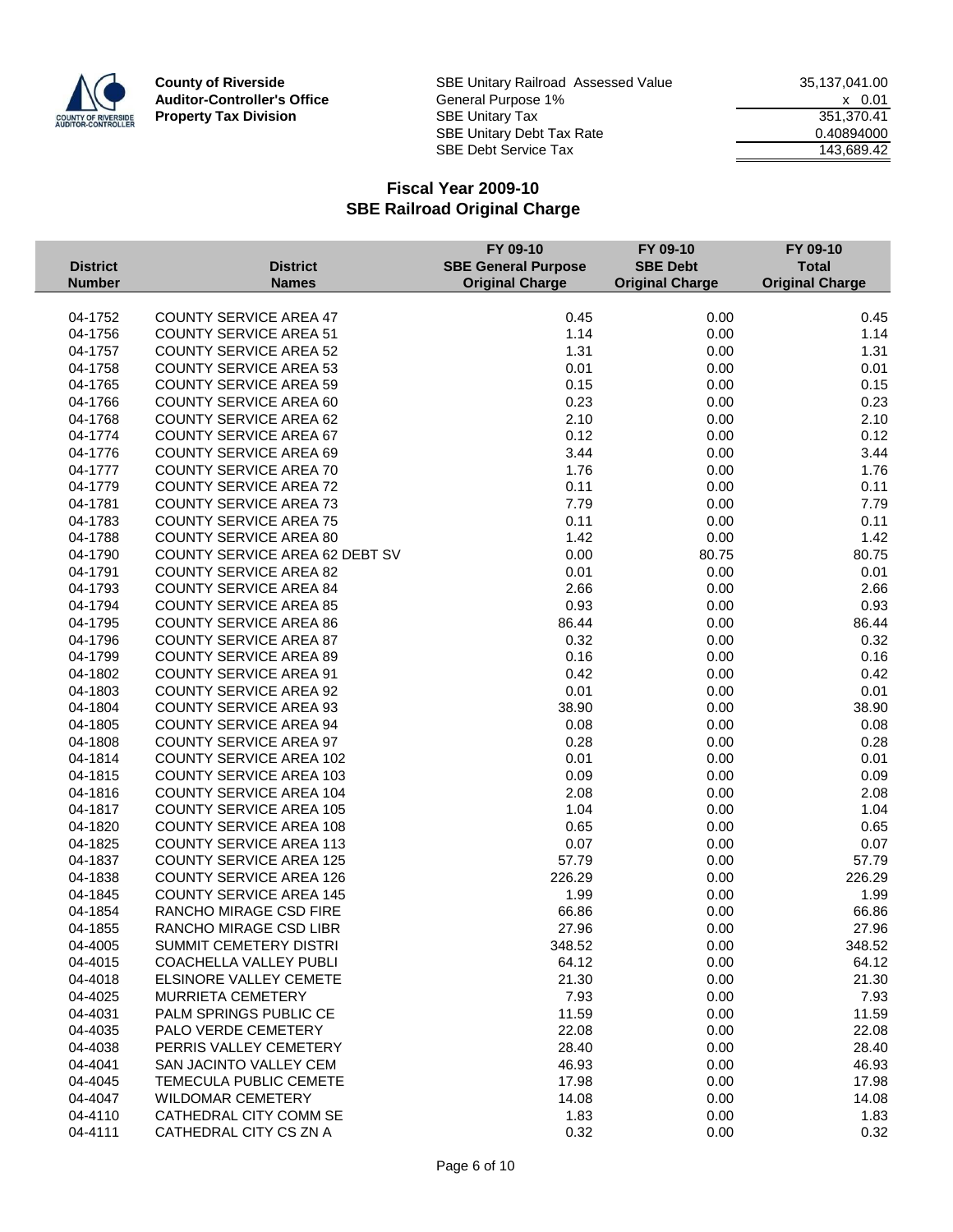**County of Riverside**
**Auditor-Controller's Office**
**Property Tax Division**

| | |
|---|---|
| SBE Unitary Railroad Assessed Value | 35,137,041.00 |
| General Purpose 1% | x 0.01 |
| SBE Unitary Tax | 351,370.41 |
| SBE Unitary Debt Tax Rate | 0.40894000 |
| SBE Debt Service Tax | 143,689.42 |

## Fiscal Year 2009-10
## SBE Railroad Original Charge

| District Number | District Names | FY 09-10 SBE General Purpose Original Charge | FY 09-10 SBE Debt Original Charge | FY 09-10 Total Original Charge |
|---|---|---|---|---|
| 04-1752 | COUNTY SERVICE AREA 47 | 0.45 | 0.00 | 0.45 |
| 04-1756 | COUNTY SERVICE AREA 51 | 1.14 | 0.00 | 1.14 |
| 04-1757 | COUNTY SERVICE AREA 52 | 1.31 | 0.00 | 1.31 |
| 04-1758 | COUNTY SERVICE AREA 53 | 0.01 | 0.00 | 0.01 |
| 04-1765 | COUNTY SERVICE AREA 59 | 0.15 | 0.00 | 0.15 |
| 04-1766 | COUNTY SERVICE AREA 60 | 0.23 | 0.00 | 0.23 |
| 04-1768 | COUNTY SERVICE AREA 62 | 2.10 | 0.00 | 2.10 |
| 04-1774 | COUNTY SERVICE AREA 67 | 0.12 | 0.00 | 0.12 |
| 04-1776 | COUNTY SERVICE AREA 69 | 3.44 | 0.00 | 3.44 |
| 04-1777 | COUNTY SERVICE AREA 70 | 1.76 | 0.00 | 1.76 |
| 04-1779 | COUNTY SERVICE AREA 72 | 0.11 | 0.00 | 0.11 |
| 04-1781 | COUNTY SERVICE AREA 73 | 7.79 | 0.00 | 7.79 |
| 04-1783 | COUNTY SERVICE AREA 75 | 0.11 | 0.00 | 0.11 |
| 04-1788 | COUNTY SERVICE AREA 80 | 1.42 | 0.00 | 1.42 |
| 04-1790 | COUNTY SERVICE AREA 62 DEBT SV | 0.00 | 80.75 | 80.75 |
| 04-1791 | COUNTY SERVICE AREA 82 | 0.01 | 0.00 | 0.01 |
| 04-1793 | COUNTY SERVICE AREA 84 | 2.66 | 0.00 | 2.66 |
| 04-1794 | COUNTY SERVICE AREA 85 | 0.93 | 0.00 | 0.93 |
| 04-1795 | COUNTY SERVICE AREA 86 | 86.44 | 0.00 | 86.44 |
| 04-1796 | COUNTY SERVICE AREA 87 | 0.32 | 0.00 | 0.32 |
| 04-1799 | COUNTY SERVICE AREA 89 | 0.16 | 0.00 | 0.16 |
| 04-1802 | COUNTY SERVICE AREA 91 | 0.42 | 0.00 | 0.42 |
| 04-1803 | COUNTY SERVICE AREA 92 | 0.01 | 0.00 | 0.01 |
| 04-1804 | COUNTY SERVICE AREA 93 | 38.90 | 0.00 | 38.90 |
| 04-1805 | COUNTY SERVICE AREA 94 | 0.08 | 0.00 | 0.08 |
| 04-1808 | COUNTY SERVICE AREA 97 | 0.28 | 0.00 | 0.28 |
| 04-1814 | COUNTY SERVICE AREA 102 | 0.01 | 0.00 | 0.01 |
| 04-1815 | COUNTY SERVICE AREA 103 | 0.09 | 0.00 | 0.09 |
| 04-1816 | COUNTY SERVICE AREA 104 | 2.08 | 0.00 | 2.08 |
| 04-1817 | COUNTY SERVICE AREA 105 | 1.04 | 0.00 | 1.04 |
| 04-1820 | COUNTY SERVICE AREA 108 | 0.65 | 0.00 | 0.65 |
| 04-1825 | COUNTY SERVICE AREA 113 | 0.07 | 0.00 | 0.07 |
| 04-1837 | COUNTY SERVICE AREA 125 | 57.79 | 0.00 | 57.79 |
| 04-1838 | COUNTY SERVICE AREA 126 | 226.29 | 0.00 | 226.29 |
| 04-1845 | COUNTY SERVICE AREA 145 | 1.99 | 0.00 | 1.99 |
| 04-1854 | RANCHO MIRAGE CSD FIRE | 66.86 | 0.00 | 66.86 |
| 04-1855 | RANCHO MIRAGE CSD LIBR | 27.96 | 0.00 | 27.96 |
| 04-4005 | SUMMIT CEMETERY DISTRI | 348.52 | 0.00 | 348.52 |
| 04-4015 | COACHELLA VALLEY PUBLI | 64.12 | 0.00 | 64.12 |
| 04-4018 | ELSINORE VALLEY CEMETE | 21.30 | 0.00 | 21.30 |
| 04-4025 | MURRIETA CEMETERY | 7.93 | 0.00 | 7.93 |
| 04-4031 | PALM SPRINGS PUBLIC CE | 11.59 | 0.00 | 11.59 |
| 04-4035 | PALO VERDE CEMETERY | 22.08 | 0.00 | 22.08 |
| 04-4038 | PERRIS VALLEY CEMETERY | 28.40 | 0.00 | 28.40 |
| 04-4041 | SAN JACINTO VALLEY CEM | 46.93 | 0.00 | 46.93 |
| 04-4045 | TEMECULA PUBLIC CEMETE | 17.98 | 0.00 | 17.98 |
| 04-4047 | WILDOMAR CEMETERY | 14.08 | 0.00 | 14.08 |
| 04-4110 | CATHEDRAL CITY COMM SE | 1.83 | 0.00 | 1.83 |
| 04-4111 | CATHEDRAL CITY CS ZN A | 0.32 | 0.00 | 0.32 |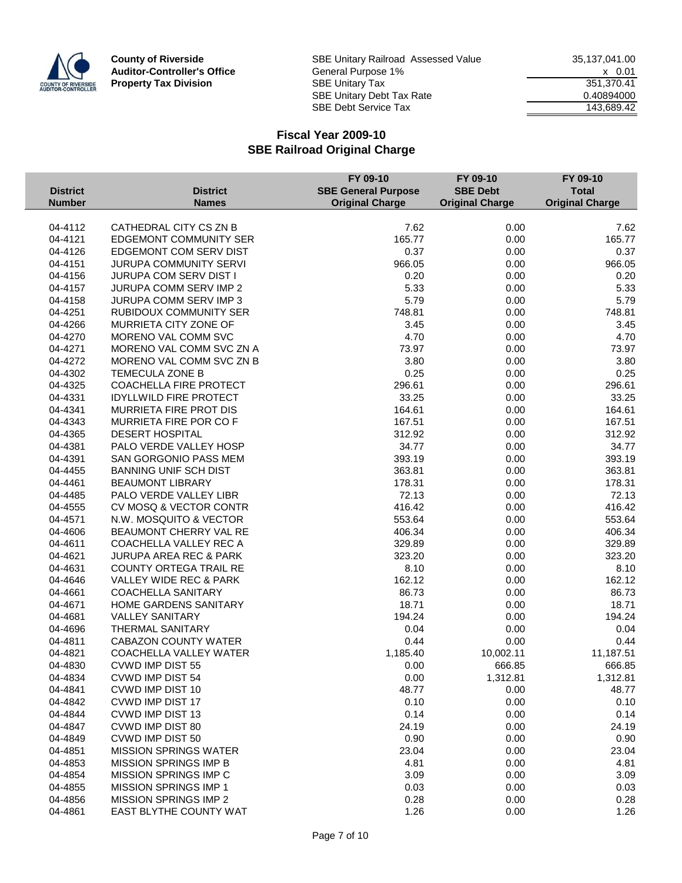**County of Riverside**
**Auditor-Controller's Office**
**Property Tax Division**

| | |
|---|---|
| SBE Unitary Railroad Assessed Value | 35,137,041.00 |
| General Purpose 1% | x 0.01 |
| SBE Unitary Tax | 351,370.41 |
| SBE Unitary Debt Tax Rate | 0.40894000 |
| SBE Debt Service Tax | 143,689.42 |

## Fiscal Year 2009-10
## SBE Railroad Original Charge

| District Number | District Names | FY 09-10 SBE General Purpose Original Charge | FY 09-10 SBE Debt Original Charge | FY 09-10 Total Original Charge |
|---|---|---|---|---|
| 04-4112 | CATHEDRAL CITY CS ZN B | 7.62 | 0.00 | 7.62 |
| 04-4121 | EDGEMONT COMMUNITY SER | 165.77 | 0.00 | 165.77 |
| 04-4126 | EDGEMONT COM SERV DIST | 0.37 | 0.00 | 0.37 |
| 04-4151 | JURUPA COMMUNITY SERVI | 966.05 | 0.00 | 966.05 |
| 04-4156 | JURUPA COM SERV DIST I | 0.20 | 0.00 | 0.20 |
| 04-4157 | JURUPA COMM SERV IMP 2 | 5.33 | 0.00 | 5.33 |
| 04-4158 | JURUPA COMM SERV IMP 3 | 5.79 | 0.00 | 5.79 |
| 04-4251 | RUBIDOUX COMMUNITY SER | 748.81 | 0.00 | 748.81 |
| 04-4266 | MURRIETA CITY ZONE OF | 3.45 | 0.00 | 3.45 |
| 04-4270 | MORENO VAL COMM SVC | 4.70 | 0.00 | 4.70 |
| 04-4271 | MORENO VAL COMM SVC ZN A | 73.97 | 0.00 | 73.97 |
| 04-4272 | MORENO VAL COMM SVC ZN B | 3.80 | 0.00 | 3.80 |
| 04-4302 | TEMECULA ZONE B | 0.25 | 0.00 | 0.25 |
| 04-4325 | COACHELLA FIRE PROTECT | 296.61 | 0.00 | 296.61 |
| 04-4331 | IDYLLWILD FIRE PROTECT | 33.25 | 0.00 | 33.25 |
| 04-4341 | MURRIETA FIRE PROT DIS | 164.61 | 0.00 | 164.61 |
| 04-4343 | MURRIETA FIRE POR CO F | 167.51 | 0.00 | 167.51 |
| 04-4365 | DESERT HOSPITAL | 312.92 | 0.00 | 312.92 |
| 04-4381 | PALO VERDE VALLEY HOSP | 34.77 | 0.00 | 34.77 |
| 04-4391 | SAN GORGONIO PASS MEM | 393.19 | 0.00 | 393.19 |
| 04-4455 | BANNING UNIF SCH DIST | 363.81 | 0.00 | 363.81 |
| 04-4461 | BEAUMONT LIBRARY | 178.31 | 0.00 | 178.31 |
| 04-4485 | PALO VERDE VALLEY LIBR | 72.13 | 0.00 | 72.13 |
| 04-4555 | CV MOSQ & VECTOR CONTR | 416.42 | 0.00 | 416.42 |
| 04-4571 | N.W. MOSQUITO & VECTOR | 553.64 | 0.00 | 553.64 |
| 04-4606 | BEAUMONT CHERRY VAL RE | 406.34 | 0.00 | 406.34 |
| 04-4611 | COACHELLA VALLEY REC A | 329.89 | 0.00 | 329.89 |
| 04-4621 | JURUPA AREA REC & PARK | 323.20 | 0.00 | 323.20 |
| 04-4631 | COUNTY ORTEGA TRAIL RE | 8.10 | 0.00 | 8.10 |
| 04-4646 | VALLEY WIDE REC & PARK | 162.12 | 0.00 | 162.12 |
| 04-4661 | COACHELLA SANITARY | 86.73 | 0.00 | 86.73 |
| 04-4671 | HOME GARDENS SANITARY | 18.71 | 0.00 | 18.71 |
| 04-4681 | VALLEY SANITARY | 194.24 | 0.00 | 194.24 |
| 04-4696 | THERMAL SANITARY | 0.04 | 0.00 | 0.04 |
| 04-4811 | CABAZON COUNTY WATER | 0.44 | 0.00 | 0.44 |
| 04-4821 | COACHELLA VALLEY WATER | 1,185.40 | 10,002.11 | 11,187.51 |
| 04-4830 | CVWD IMP DIST 55 | 0.00 | 666.85 | 666.85 |
| 04-4834 | CVWD IMP DIST 54 | 0.00 | 1,312.81 | 1,312.81 |
| 04-4841 | CVWD IMP DIST 10 | 48.77 | 0.00 | 48.77 |
| 04-4842 | CVWD IMP DIST 17 | 0.10 | 0.00 | 0.10 |
| 04-4844 | CVWD IMP DIST 13 | 0.14 | 0.00 | 0.14 |
| 04-4847 | CVWD IMP DIST 80 | 24.19 | 0.00 | 24.19 |
| 04-4849 | CVWD IMP DIST 50 | 0.90 | 0.00 | 0.90 |
| 04-4851 | MISSION SPRINGS WATER | 23.04 | 0.00 | 23.04 |
| 04-4853 | MISSION SPRINGS IMP B | 4.81 | 0.00 | 4.81 |
| 04-4854 | MISSION SPRINGS IMP C | 3.09 | 0.00 | 3.09 |
| 04-4855 | MISSION SPRINGS IMP 1 | 0.03 | 0.00 | 0.03 |
| 04-4856 | MISSION SPRINGS IMP 2 | 0.28 | 0.00 | 0.28 |
| 04-4861 | EAST BLYTHE COUNTY WAT | 1.26 | 0.00 | 1.26 |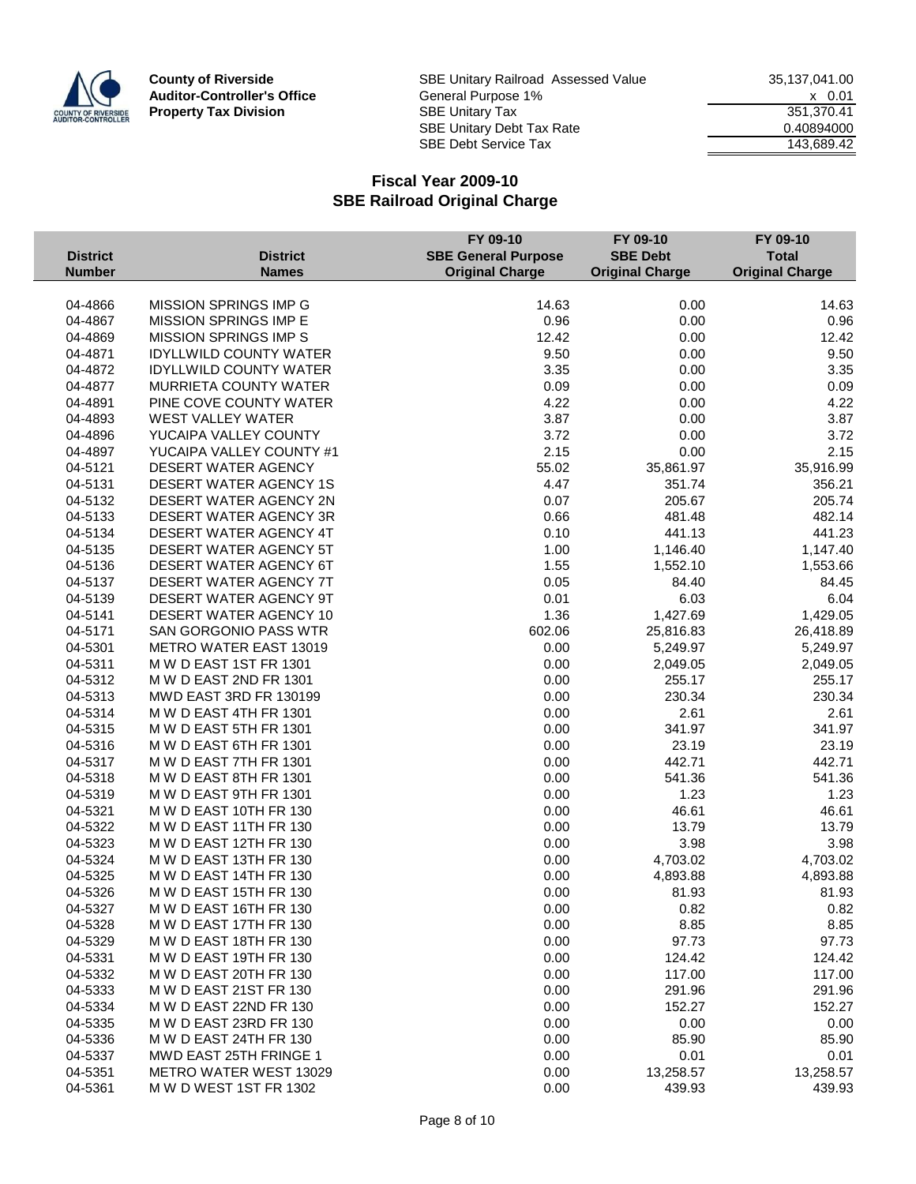**County of Riverside**
**Auditor-Controller's Office**
**Property Tax Division**

| | |
|---|---:|
| SBE Unitary Railroad Assessed Value | 35,137,041.00 |
| General Purpose 1% | x 0.01 |
| SBE Unitary Tax | 351,370.41 |
| SBE Unitary Debt Tax Rate | 0.40894000 |
| SBE Debt Service Tax | 143,689.42 |

## Fiscal Year 2009-10
## SBE Railroad Original Charge

| District Number | District Names | FY 09-10 SBE General Purpose Original Charge | FY 09-10 SBE Debt Original Charge | FY 09-10 Total Original Charge |
|---|---|---:|---:|---:|
| 04-4866 | MISSION SPRINGS IMP G | 14.63 | 0.00 | 14.63 |
| 04-4867 | MISSION SPRINGS IMP E | 0.96 | 0.00 | 0.96 |
| 04-4869 | MISSION SPRINGS IMP S | 12.42 | 0.00 | 12.42 |
| 04-4871 | IDYLLWILD COUNTY WATER | 9.50 | 0.00 | 9.50 |
| 04-4872 | IDYLLWILD COUNTY WATER | 3.35 | 0.00 | 3.35 |
| 04-4877 | MURRIETA COUNTY WATER | 0.09 | 0.00 | 0.09 |
| 04-4891 | PINE COVE COUNTY WATER | 4.22 | 0.00 | 4.22 |
| 04-4893 | WEST VALLEY WATER | 3.87 | 0.00 | 3.87 |
| 04-4896 | YUCAIPA VALLEY COUNTY | 3.72 | 0.00 | 3.72 |
| 04-4897 | YUCAIPA VALLEY COUNTY #1 | 2.15 | 0.00 | 2.15 |
| 04-5121 | DESERT WATER AGENCY | 55.02 | 35,861.97 | 35,916.99 |
| 04-5131 | DESERT WATER AGENCY 1S | 4.47 | 351.74 | 356.21 |
| 04-5132 | DESERT WATER AGENCY 2N | 0.07 | 205.67 | 205.74 |
| 04-5133 | DESERT WATER AGENCY 3R | 0.66 | 481.48 | 482.14 |
| 04-5134 | DESERT WATER AGENCY 4T | 0.10 | 441.13 | 441.23 |
| 04-5135 | DESERT WATER AGENCY 5T | 1.00 | 1,146.40 | 1,147.40 |
| 04-5136 | DESERT WATER AGENCY 6T | 1.55 | 1,552.10 | 1,553.66 |
| 04-5137 | DESERT WATER AGENCY 7T | 0.05 | 84.40 | 84.45 |
| 04-5139 | DESERT WATER AGENCY 9T | 0.01 | 6.03 | 6.04 |
| 04-5141 | DESERT WATER AGENCY 10 | 1.36 | 1,427.69 | 1,429.05 |
| 04-5171 | SAN GORGONIO PASS WTR | 602.06 | 25,816.83 | 26,418.89 |
| 04-5301 | METRO WATER EAST 13019 | 0.00 | 5,249.97 | 5,249.97 |
| 04-5311 | M W D EAST 1ST FR 1301 | 0.00 | 2,049.05 | 2,049.05 |
| 04-5312 | M W D EAST 2ND FR 1301 | 0.00 | 255.17 | 255.17 |
| 04-5313 | MWD EAST 3RD FR 130199 | 0.00 | 230.34 | 230.34 |
| 04-5314 | M W D EAST 4TH FR 1301 | 0.00 | 2.61 | 2.61 |
| 04-5315 | M W D EAST 5TH FR 1301 | 0.00 | 341.97 | 341.97 |
| 04-5316 | M W D EAST 6TH FR 1301 | 0.00 | 23.19 | 23.19 |
| 04-5317 | M W D EAST 7TH FR 1301 | 0.00 | 442.71 | 442.71 |
| 04-5318 | M W D EAST 8TH FR 1301 | 0.00 | 541.36 | 541.36 |
| 04-5319 | M W D EAST 9TH FR 1301 | 0.00 | 1.23 | 1.23 |
| 04-5321 | M W D EAST 10TH FR 130 | 0.00 | 46.61 | 46.61 |
| 04-5322 | M W D EAST 11TH FR 130 | 0.00 | 13.79 | 13.79 |
| 04-5323 | M W D EAST 12TH FR 130 | 0.00 | 3.98 | 3.98 |
| 04-5324 | M W D EAST 13TH FR 130 | 0.00 | 4,703.02 | 4,703.02 |
| 04-5325 | M W D EAST 14TH FR 130 | 0.00 | 4,893.88 | 4,893.88 |
| 04-5326 | M W D EAST 15TH FR 130 | 0.00 | 81.93 | 81.93 |
| 04-5327 | M W D EAST 16TH FR 130 | 0.00 | 0.82 | 0.82 |
| 04-5328 | M W D EAST 17TH FR 130 | 0.00 | 8.85 | 8.85 |
| 04-5329 | M W D EAST 18TH FR 130 | 0.00 | 97.73 | 97.73 |
| 04-5331 | M W D EAST 19TH FR 130 | 0.00 | 124.42 | 124.42 |
| 04-5332 | M W D EAST 20TH FR 130 | 0.00 | 117.00 | 117.00 |
| 04-5333 | M W D EAST 21ST FR 130 | 0.00 | 291.96 | 291.96 |
| 04-5334 | M W D EAST 22ND FR 130 | 0.00 | 152.27 | 152.27 |
| 04-5335 | M W D EAST 23RD FR 130 | 0.00 | 0.00 | 0.00 |
| 04-5336 | M W D EAST 24TH FR 130 | 0.00 | 85.90 | 85.90 |
| 04-5337 | MWD EAST 25TH FRINGE 1 | 0.00 | 0.01 | 0.01 |
| 04-5351 | METRO WATER WEST 13029 | 0.00 | 13,258.57 | 13,258.57 |
| 04-5361 | M W D WEST 1ST FR 1302 | 0.00 | 439.93 | 439.93 |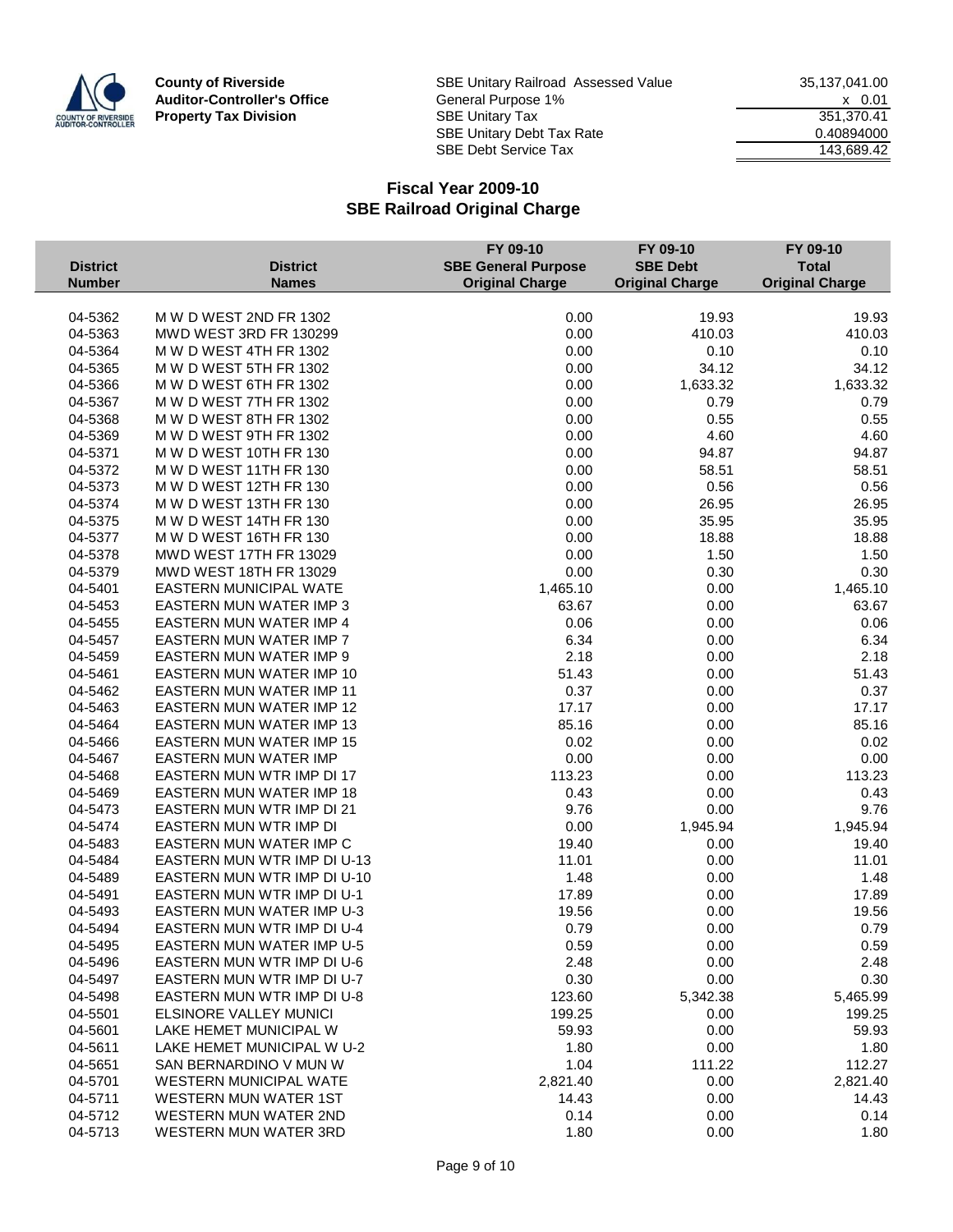**County of Riverside**
**Auditor-Controller's Office**
**Property Tax Division**

| | |
|---|---|
| SBE Unitary Railroad Assessed Value | 35,137,041.00 |
| General Purpose 1% | x 0.01 |
| SBE Unitary Tax | 351,370.41 |
| SBE Unitary Debt Tax Rate | 0.40894000 |
| SBE Debt Service Tax | 143,689.42 |

## Fiscal Year 2009-10
## SBE Railroad Original Charge

| District Number | District Names | FY 09-10 SBE General Purpose Original Charge | FY 09-10 SBE Debt Original Charge | FY 09-10 Total Original Charge |
|---|---|---|---|---|
| 04-5362 | M W D WEST 2ND FR 1302 | 0.00 | 19.93 | 19.93 |
| 04-5363 | MWD WEST 3RD FR 130299 | 0.00 | 410.03 | 410.03 |
| 04-5364 | M W D WEST 4TH FR 1302 | 0.00 | 0.10 | 0.10 |
| 04-5365 | M W D WEST 5TH FR 1302 | 0.00 | 34.12 | 34.12 |
| 04-5366 | M W D WEST 6TH FR 1302 | 0.00 | 1,633.32 | 1,633.32 |
| 04-5367 | M W D WEST 7TH FR 1302 | 0.00 | 0.79 | 0.79 |
| 04-5368 | M W D WEST 8TH FR 1302 | 0.00 | 0.55 | 0.55 |
| 04-5369 | M W D WEST 9TH FR 1302 | 0.00 | 4.60 | 4.60 |
| 04-5371 | M W D WEST 10TH FR 130 | 0.00 | 94.87 | 94.87 |
| 04-5372 | M W D WEST 11TH FR 130 | 0.00 | 58.51 | 58.51 |
| 04-5373 | M W D WEST 12TH FR 130 | 0.00 | 0.56 | 0.56 |
| 04-5374 | M W D WEST 13TH FR 130 | 0.00 | 26.95 | 26.95 |
| 04-5375 | M W D WEST 14TH FR 130 | 0.00 | 35.95 | 35.95 |
| 04-5377 | M W D WEST 16TH FR 130 | 0.00 | 18.88 | 18.88 |
| 04-5378 | MWD WEST 17TH FR 13029 | 0.00 | 1.50 | 1.50 |
| 04-5379 | MWD WEST 18TH FR 13029 | 0.00 | 0.30 | 0.30 |
| 04-5401 | EASTERN MUNICIPAL WATE | 1,465.10 | 0.00 | 1,465.10 |
| 04-5453 | EASTERN MUN WATER IMP 3 | 63.67 | 0.00 | 63.67 |
| 04-5455 | EASTERN MUN WATER IMP 4 | 0.06 | 0.00 | 0.06 |
| 04-5457 | EASTERN MUN WATER IMP 7 | 6.34 | 0.00 | 6.34 |
| 04-5459 | EASTERN MUN WATER IMP 9 | 2.18 | 0.00 | 2.18 |
| 04-5461 | EASTERN MUN WATER IMP 10 | 51.43 | 0.00 | 51.43 |
| 04-5462 | EASTERN MUN WATER IMP 11 | 0.37 | 0.00 | 0.37 |
| 04-5463 | EASTERN MUN WATER IMP 12 | 17.17 | 0.00 | 17.17 |
| 04-5464 | EASTERN MUN WATER IMP 13 | 85.16 | 0.00 | 85.16 |
| 04-5466 | EASTERN MUN WATER IMP 15 | 0.02 | 0.00 | 0.02 |
| 04-5467 | EASTERN MUN WATER IMP | 0.00 | 0.00 | 0.00 |
| 04-5468 | EASTERN MUN WTR IMP DI 17 | 113.23 | 0.00 | 113.23 |
| 04-5469 | EASTERN MUN WATER IMP 18 | 0.43 | 0.00 | 0.43 |
| 04-5473 | EASTERN MUN WTR IMP DI 21 | 9.76 | 0.00 | 9.76 |
| 04-5474 | EASTERN MUN WTR IMP DI | 0.00 | 1,945.94 | 1,945.94 |
| 04-5483 | EASTERN MUN WATER IMP C | 19.40 | 0.00 | 19.40 |
| 04-5484 | EASTERN MUN WTR IMP DI U-13 | 11.01 | 0.00 | 11.01 |
| 04-5489 | EASTERN MUN WTR IMP DI U-10 | 1.48 | 0.00 | 1.48 |
| 04-5491 | EASTERN MUN WTR IMP DI U-1 | 17.89 | 0.00 | 17.89 |
| 04-5493 | EASTERN MUN WATER IMP U-3 | 19.56 | 0.00 | 19.56 |
| 04-5494 | EASTERN MUN WTR IMP DI U-4 | 0.79 | 0.00 | 0.79 |
| 04-5495 | EASTERN MUN WATER IMP U-5 | 0.59 | 0.00 | 0.59 |
| 04-5496 | EASTERN MUN WTR IMP DI U-6 | 2.48 | 0.00 | 2.48 |
| 04-5497 | EASTERN MUN WTR IMP DI U-7 | 0.30 | 0.00 | 0.30 |
| 04-5498 | EASTERN MUN WTR IMP DI U-8 | 123.60 | 5,342.38 | 5,465.99 |
| 04-5501 | ELSINORE VALLEY MUNICI | 199.25 | 0.00 | 199.25 |
| 04-5601 | LAKE HEMET MUNICIPAL W | 59.93 | 0.00 | 59.93 |
| 04-5611 | LAKE HEMET MUNICIPAL W U-2 | 1.80 | 0.00 | 1.80 |
| 04-5651 | SAN BERNARDINO V MUN W | 1.04 | 111.22 | 112.27 |
| 04-5701 | WESTERN MUNICIPAL WATE | 2,821.40 | 0.00 | 2,821.40 |
| 04-5711 | WESTERN MUN WATER 1ST | 14.43 | 0.00 | 14.43 |
| 04-5712 | WESTERN MUN WATER 2ND | 0.14 | 0.00 | 0.14 |
| 04-5713 | WESTERN MUN WATER 3RD | 1.80 | 0.00 | 1.80 |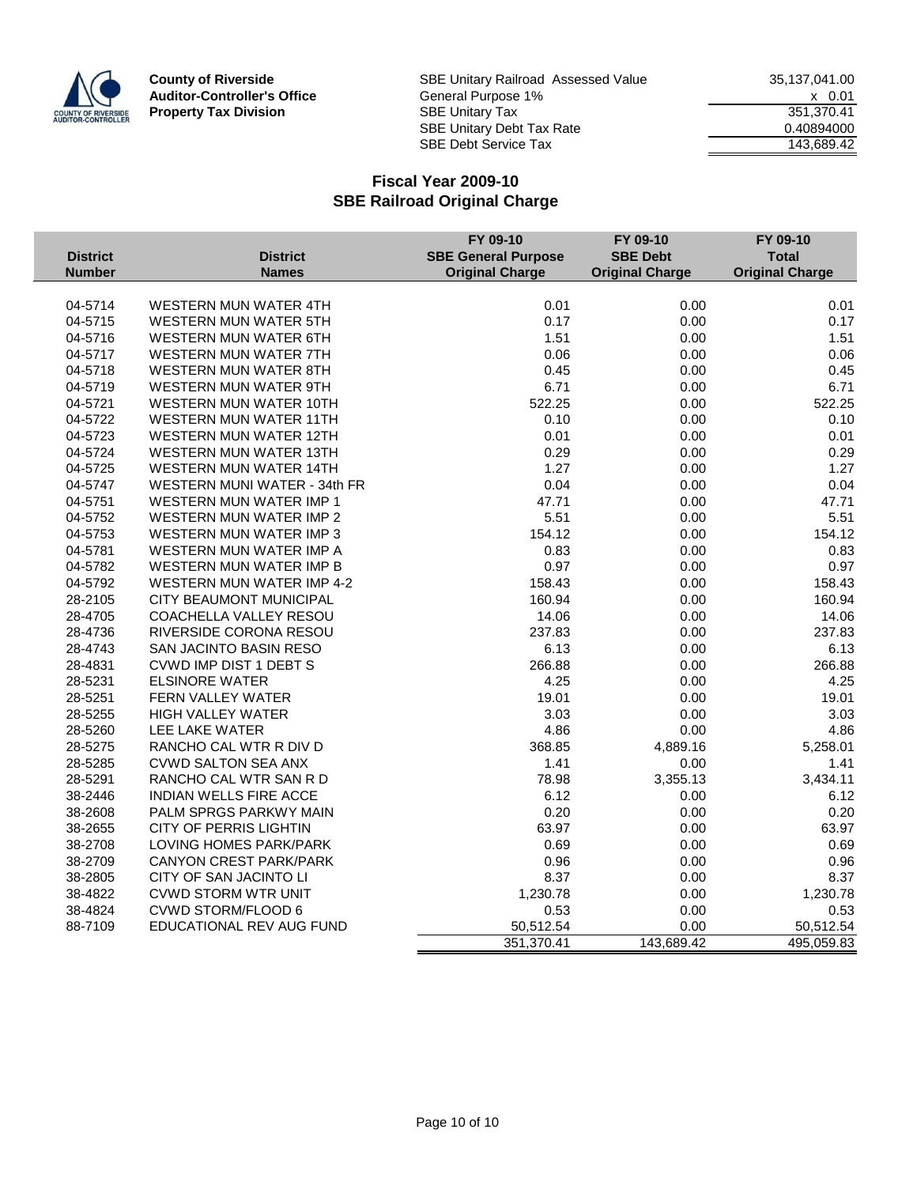**County of Riverside**
**Auditor-Controller's Office**
**Property Tax Division**

| | |
|---|---|
| SBE Unitary Railroad Assessed Value | 35,137,041.00 |
| General Purpose 1% | x 0.01 |
| SBE Unitary Tax | 351,370.41 |
| SBE Unitary Debt Tax Rate | 0.40894000 |
| SBE Debt Service Tax | 143,689.42 |

## Fiscal Year 2009-10
## SBE Railroad Original Charge

| District Number | District Names | FY 09-10 SBE General Purpose Original Charge | FY 09-10 SBE Debt Original Charge | FY 09-10 Total Original Charge |
|---|---|---|---|---|
| 04-5714 | WESTERN MUN WATER 4TH | 0.01 | 0.00 | 0.01 |
| 04-5715 | WESTERN MUN WATER 5TH | 0.17 | 0.00 | 0.17 |
| 04-5716 | WESTERN MUN WATER 6TH | 1.51 | 0.00 | 1.51 |
| 04-5717 | WESTERN MUN WATER 7TH | 0.06 | 0.00 | 0.06 |
| 04-5718 | WESTERN MUN WATER 8TH | 0.45 | 0.00 | 0.45 |
| 04-5719 | WESTERN MUN WATER 9TH | 6.71 | 0.00 | 6.71 |
| 04-5721 | WESTERN MUN WATER 10TH | 522.25 | 0.00 | 522.25 |
| 04-5722 | WESTERN MUN WATER 11TH | 0.10 | 0.00 | 0.10 |
| 04-5723 | WESTERN MUN WATER 12TH | 0.01 | 0.00 | 0.01 |
| 04-5724 | WESTERN MUN WATER 13TH | 0.29 | 0.00 | 0.29 |
| 04-5725 | WESTERN MUN WATER 14TH | 1.27 | 0.00 | 1.27 |
| 04-5747 | WESTERN MUNI WATER - 34th FR | 0.04 | 0.00 | 0.04 |
| 04-5751 | WESTERN MUN WATER IMP 1 | 47.71 | 0.00 | 47.71 |
| 04-5752 | WESTERN MUN WATER IMP 2 | 5.51 | 0.00 | 5.51 |
| 04-5753 | WESTERN MUN WATER IMP 3 | 154.12 | 0.00 | 154.12 |
| 04-5781 | WESTERN MUN WATER IMP A | 0.83 | 0.00 | 0.83 |
| 04-5782 | WESTERN MUN WATER IMP B | 0.97 | 0.00 | 0.97 |
| 04-5792 | WESTERN MUN WATER IMP 4-2 | 158.43 | 0.00 | 158.43 |
| 28-2105 | CITY BEAUMONT MUNICIPAL | 160.94 | 0.00 | 160.94 |
| 28-4705 | COACHELLA VALLEY RESOU | 14.06 | 0.00 | 14.06 |
| 28-4736 | RIVERSIDE CORONA RESOU | 237.83 | 0.00 | 237.83 |
| 28-4743 | SAN JACINTO BASIN RESO | 6.13 | 0.00 | 6.13 |
| 28-4831 | CVWD IMP DIST 1 DEBT S | 266.88 | 0.00 | 266.88 |
| 28-5231 | ELSINORE WATER | 4.25 | 0.00 | 4.25 |
| 28-5251 | FERN VALLEY WATER | 19.01 | 0.00 | 19.01 |
| 28-5255 | HIGH VALLEY WATER | 3.03 | 0.00 | 3.03 |
| 28-5260 | LEE LAKE WATER | 4.86 | 0.00 | 4.86 |
| 28-5275 | RANCHO CAL WTR R DIV D | 368.85 | 4,889.16 | 5,258.01 |
| 28-5285 | CVWD SALTON SEA ANX | 1.41 | 0.00 | 1.41 |
| 28-5291 | RANCHO CAL WTR SAN R D | 78.98 | 3,355.13 | 3,434.11 |
| 38-2446 | INDIAN WELLS FIRE ACCE | 6.12 | 0.00 | 6.12 |
| 38-2608 | PALM SPRGS PARKWY MAIN | 0.20 | 0.00 | 0.20 |
| 38-2655 | CITY OF PERRIS LIGHTIN | 63.97 | 0.00 | 63.97 |
| 38-2708 | LOVING HOMES PARK/PARK | 0.69 | 0.00 | 0.69 |
| 38-2709 | CANYON CREST PARK/PARK | 0.96 | 0.00 | 0.96 |
| 38-2805 | CITY OF SAN JACINTO LI | 8.37 | 0.00 | 8.37 |
| 38-4822 | CVWD STORM WTR UNIT | 1,230.78 | 0.00 | 1,230.78 |
| 38-4824 | CVWD STORM/FLOOD 6 | 0.53 | 0.00 | 0.53 |
| 88-7109 | EDUCATIONAL REV AUG FUND | 50,512.54 | 0.00 | 50,512.54 |
| | | 351,370.41 | 143,689.42 | 495,059.83 |